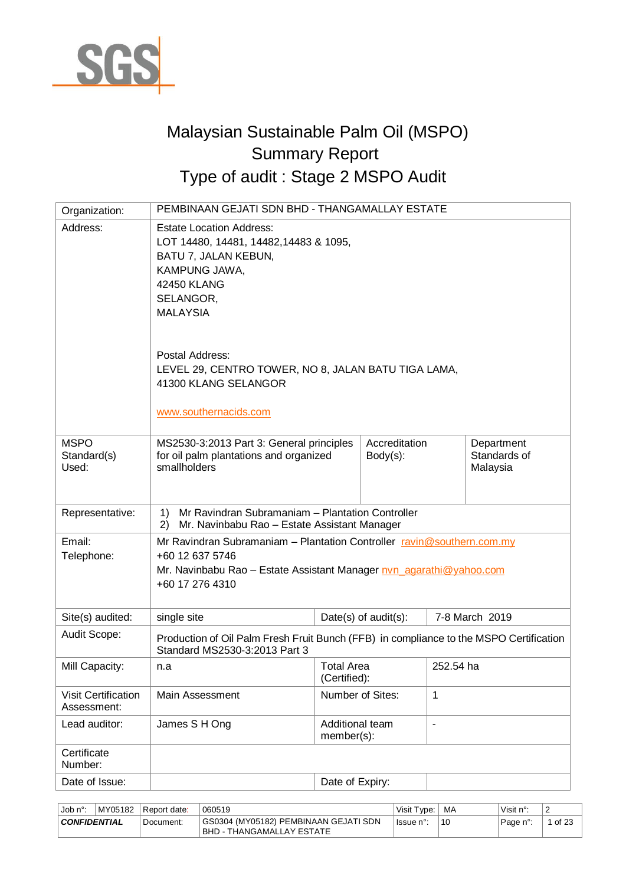# Malaysian Sustainable Palm Oil (MSPO) Summary Report
## Type of audit : Stage 2 MSPO Audit

| | | | |
|---|---|---|---|
| Organization: | PEMBINAAN GEJATI SDN BHD - THANGAMALLAY ESTATE | | |
| Address: | Estate Location Address:<br>LOT 14480, 14481, 14482,14483 & 1095,<br>BATU 7, JALAN KEBUN,<br>KAMPUNG JAWA,<br>42450 KLANG<br>SELANGOR,<br>MALAYSIA<br><br>Postal Address:<br>LEVEL 29, CENTRO TOWER, NO 8, JALAN BATU TIGA LAMA,<br>41300 KLANG SELANGOR<br><br>www.southernacids.com | | |
| MSPO Standard(s) Used: | MS2530-3:2013 Part 3: General principles for oil palm plantations and organized smallholders | Accreditation Body(s): | Department Standards of Malaysia |
| Representative: | 1) Mr Ravindran Subramaniam – Plantation Controller<br>2) Mr. Navinbabu Rao – Estate Assistant Manager | | |
| Email:<br>Telephone: | Mr Ravindran Subramaniam – Plantation Controller ravin@southern.com.my<br>+60 12 637 5746<br>Mr. Navinbabu Rao – Estate Assistant Manager nvn_agarathi@yahoo.com<br>+60 17 276 4310 | | |
| Site(s) audited: | single site | Date(s) of audit(s): | 7-8 March 2019 |
| Audit Scope: | Production of Oil Palm Fresh Fruit Bunch (FFB) in compliance to the MSPO Certification Standard MS2530-3:2013 Part 3 | | |
| Mill Capacity: | n.a | Total Area (Certified): | 252.54 ha |
| Visit Certification Assessment: | Main Assessment | Number of Sites: | 1 |
| Lead auditor: | James S H Ong | Additional team member(s): | - |
| Certificate Number: | | | |
| Date of Issue: | | Date of Expiry: | |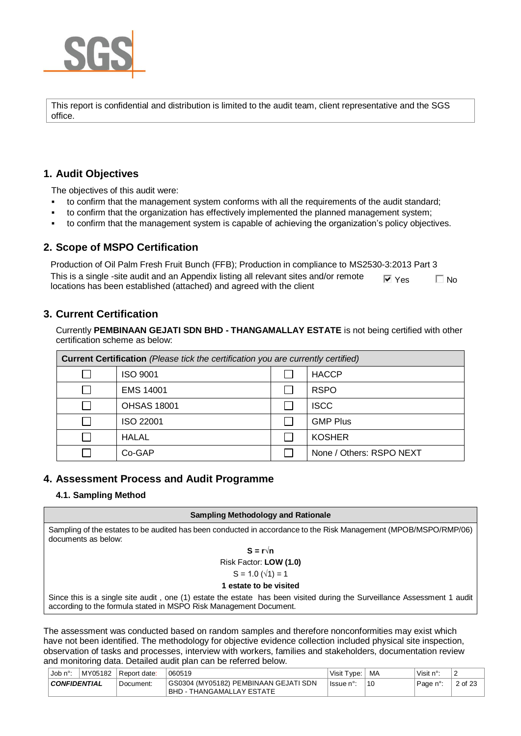This report is confidential and distribution is limited to the audit team, client representative and the SGS office.

## 1. Audit Objectives

The objectives of this audit were:

- to confirm that the management system conforms with all the requirements of the audit standard;
- to confirm that the organization has effectively implemented the planned management system;
- to confirm that the management system is capable of achieving the organization's policy objectives.

## 2. Scope of MSPO Certification

Production of Oil Palm Fresh Fruit Bunch (FFB); Production in compliance to MS2530-3:2013 Part 3

This is a single -site audit and an Appendix listing all relevant sites and/or remote locations has been established (attached) and agreed with the client ☑ Yes ☐ No

## 3. Current Certification

Currently **PEMBINAAN GEJATI SDN BHD - THANGAMALLAY ESTATE** is not being certified with other certification scheme as below:

| **Current Certification** *(Please tick the certification you are currently certified)* | | | |
|---|---|---|---|
| ☐ | ISO 9001 | ☐ | HACCP |
| ☐ | EMS 14001 | ☐ | RSPO |
| ☐ | OHSAS 18001 | ☐ | ISCC |
| ☐ | ISO 22001 | ☐ | GMP Plus |
| ☐ | HALAL | ☐ | KOSHER |
| ☐ | Co-GAP | ☐ | None / Others: RSPO NEXT |

## 4. Assessment Process and Audit Programme

### 4.1. Sampling Method

| Sampling Methodology and Rationale |
|---|
| Sampling of the estates to be audited has been conducted in accordance to the Risk Management (MPOB/MSPO/RMP/06) documents as below:<br>**S = r√n**<br>Risk Factor: **LOW (1.0)**<br>S = 1.0 (√1) = 1<br>**1 estate to be visited**<br>Since this is a single site audit , one (1) estate the estate has been visited during the Surveillance Assessment 1 audit according to the formula stated in MSPO Risk Management Document. |

The assessment was conducted based on random samples and therefore nonconformities may exist which have not been identified. The methodology for objective evidence collection included physical site inspection, observation of tasks and processes, interview with workers, families and stakeholders, documentation review and monitoring data. Detailed audit plan can be referred below.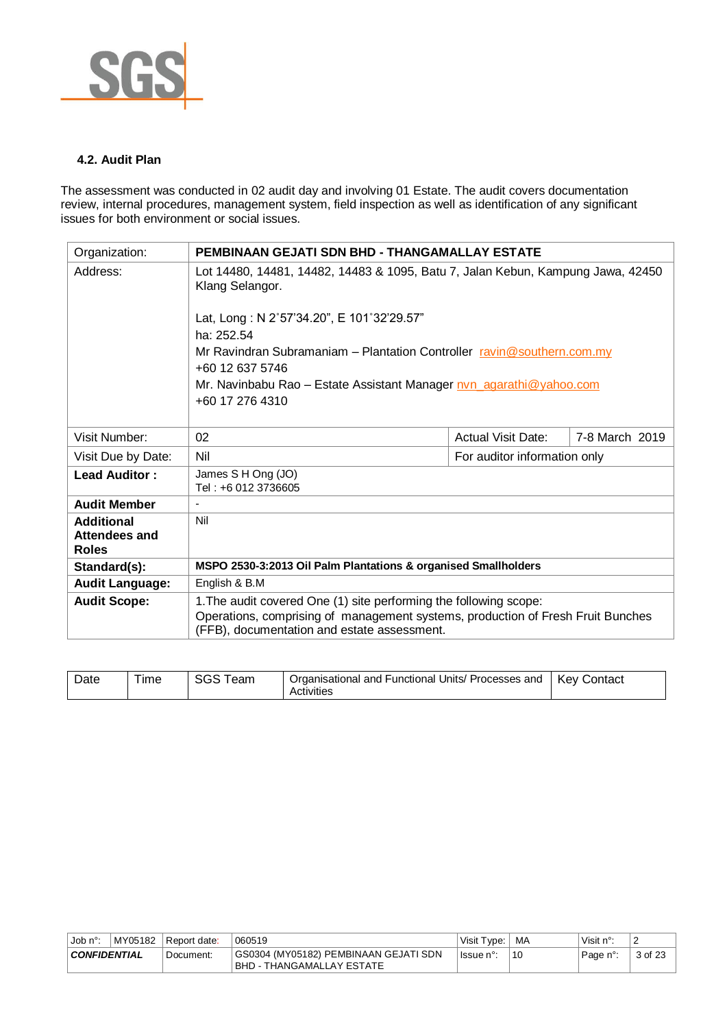### 4.2. Audit Plan

The assessment was conducted in 02 audit day and involving 01 Estate. The audit covers documentation review, internal procedures, management system, field inspection as well as identification of any significant issues for both environment or social issues.

| Organization: | **PEMBINAAN GEJATI SDN BHD - THANGAMALLAY ESTATE** | | |
|---|---|---|---|
| Address: | Lot 14480, 14481, 14482, 14483 & 1095, Batu 7, Jalan Kebun, Kampung Jawa, 42450 Klang Selangor.<br><br>Lat, Long : N 2˚57'34.20", E 101˚32'29.57"<br>ha: 252.54<br>Mr Ravindran Subramaniam – Plantation Controller ravin@southern.com.my<br>+60 12 637 5746<br>Mr. Navinbabu Rao – Estate Assistant Manager nvn_agarathi@yahoo.com<br>+60 17 276 4310 | | |
| Visit Number: | 02 | Actual Visit Date: | 7-8 March 2019 |
| Visit Due by Date: | Nil | For auditor information only | |
| **Lead Auditor :** | James S H Ong (JO)<br>Tel : +6 012 3736605 | | |
| **Audit Member** | - | | |
| **Additional Attendees and Roles** | Nil | | |
| **Standard(s):** | **MSPO 2530-3:2013 Oil Palm Plantations & organised Smallholders** | | |
| **Audit Language:** | English & B.M | | |
| **Audit Scope:** | 1.The audit covered One (1) site performing the following scope:<br>Operations, comprising of management systems, production of Fresh Fruit Bunches (FFB), documentation and estate assessment. | | |

| Date | Time | SGS Team | Organisational and Functional Units/ Processes and Activities | Key Contact |
|---|---|---|---|---|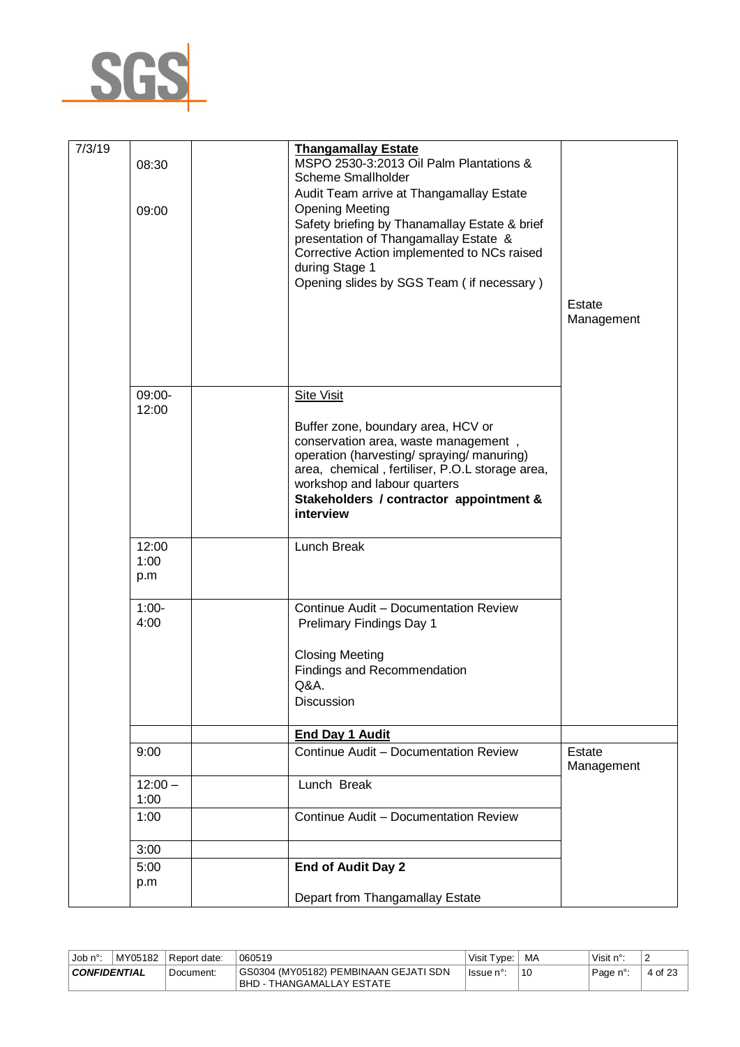| | | | | |
|---|---|---|---|---|
| 7/3/19 | 08:30<br><br>09:00 | | **Thangamallay Estate**<br>MSPO 2530-3:2013 Oil Palm Plantations & Scheme Smallholder<br>Audit Team arrive at Thangamallay Estate<br>Opening Meeting<br>Safety briefing by Thanamallay Estate & brief presentation of Thangamallay Estate & Corrective Action implemented to NCs raised during Stage 1<br>Opening slides by SGS Team ( if necessary ) | Estate Management |
| | 09:00-12:00 | | Site Visit<br><br>Buffer zone, boundary area, HCV or conservation area, waste management , operation (harvesting/ spraying/ manuring) area, chemical , fertiliser, P.O.L storage area, workshop and labour quarters<br>**Stakeholders / contractor appointment & interview** | |
| | 12:00 1:00 p.m | | Lunch Break | |
| | 1:00-4:00 | | Continue Audit – Documentation Review<br>Prelimary Findings Day 1<br><br>Closing Meeting<br>Findings and Recommendation<br>Q&A.<br>Discussion | |
| | | | **End Day 1 Audit** | |
| | 9:00 | | Continue Audit – Documentation Review | Estate Management |
| | 12:00 – 1:00 | | Lunch Break | |
| | 1:00 | | Continue Audit – Documentation Review | |
| | 3:00 | | | |
| | 5:00 p.m | | **End of Audit Day 2**<br><br>Depart from Thangamallay Estate | |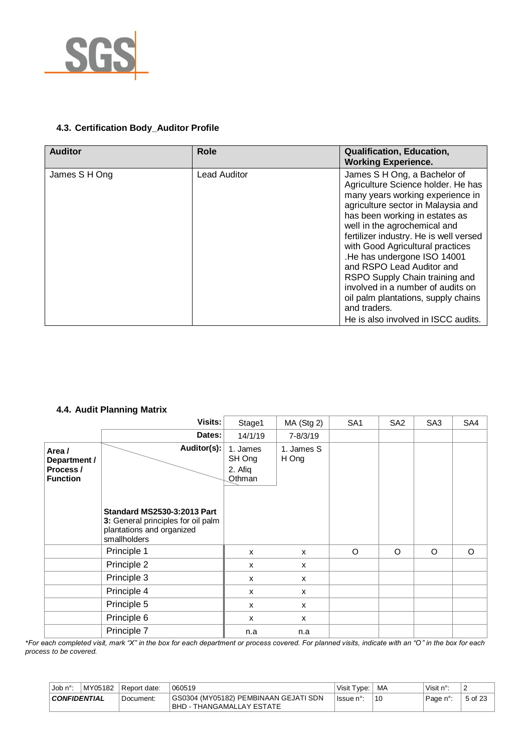### 4.3. Certification Body_Auditor Profile

| Auditor | Role | Qualification, Education, Working Experience. |
|---|---|---|
| James S H Ong | Lead Auditor | James S H Ong, a Bachelor of Agriculture Science holder. He has many years working experience in agriculture sector in Malaysia and has been working in estates as well in the agrochemical and fertilizer industry. He is well versed with Good Agricultural practices .He has undergone ISO 14001 and RSPO Lead Auditor and RSPO Supply Chain training and involved in a number of audits on oil palm plantations, supply chains and traders.<br>He is also involved in ISCC audits. |

### 4.4. Audit Planning Matrix

| | Visits: | Stage1 | MA (Stg 2) | SA1 | SA2 | SA3 | SA4 |
|---|---|---|---|---|---|---|---|
| | Dates: | 14/1/19 | 7-8/3/19 | | | | |
| **Area / Department / Process / Function** | **Auditor(s):**<br><br>**Standard MS2530-3:2013 Part 3:** General principles for oil palm plantations and organized smallholders | 1. James SH Ong<br>2. Afiq Othman | 1. James S H Ong | | | | |
| | Principle 1 | x | x | O | O | O | O |
| | Principle 2 | x | x | | | | |
| | Principle 3 | x | x | | | | |
| | Principle 4 | x | x | | | | |
| | Principle 5 | x | x | | | | |
| | Principle 6 | x | x | | | | |
| | Principle 7 | n.a | n.a | | | | |

*\*For each completed visit, mark "X" in the box for each department or process covered. For planned visits, indicate with an "O" in the box for each process to be covered.*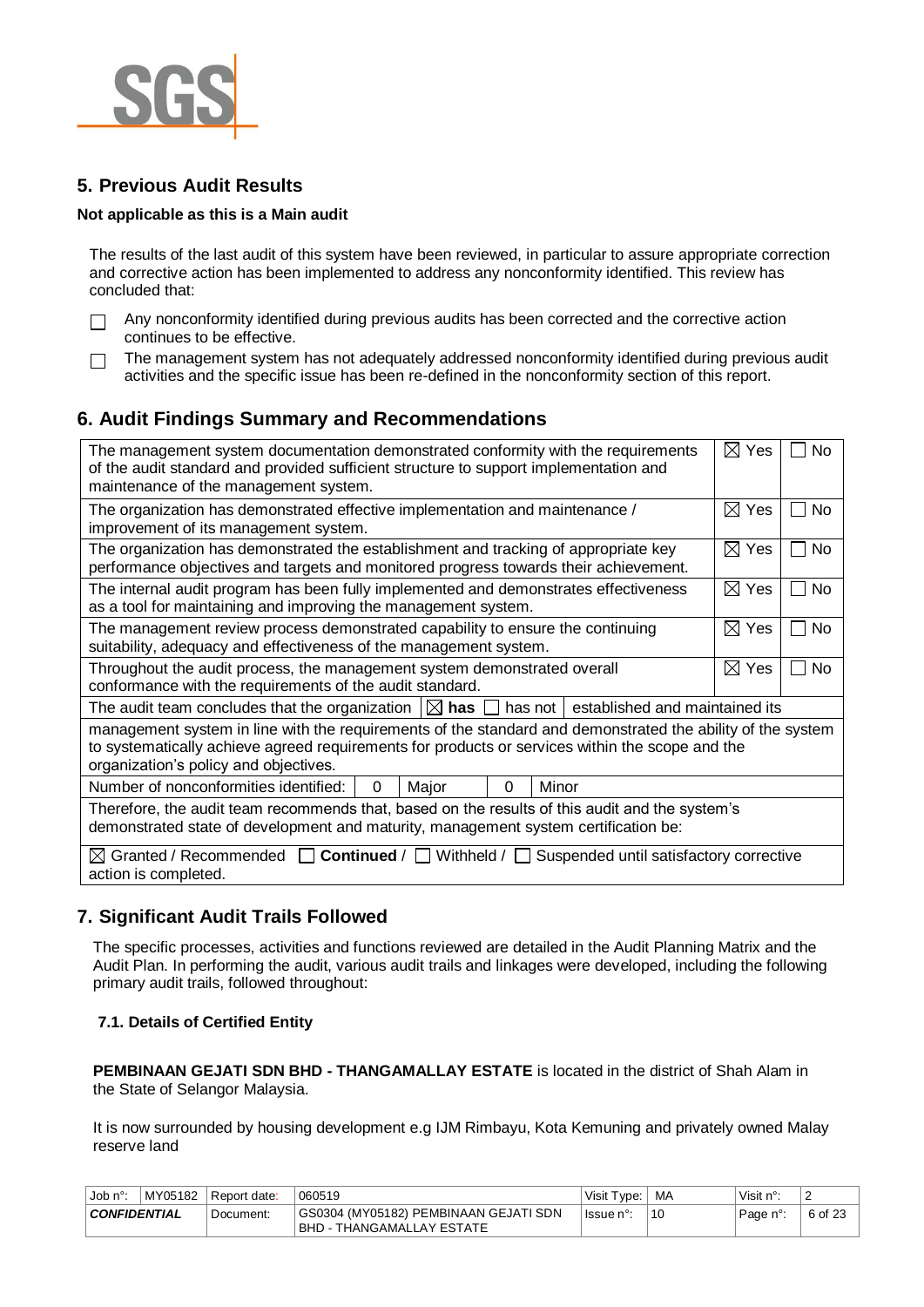## 5. Previous Audit Results

**Not applicable as this is a Main audit**

The results of the last audit of this system have been reviewed, in particular to assure appropriate correction and corrective action has been implemented to address any nonconformity identified. This review has concluded that:

- ☐ Any nonconformity identified during previous audits has been corrected and the corrective action continues to be effective.
- ☐ The management system has not adequately addressed nonconformity identified during previous audit activities and the specific issue has been re-defined in the nonconformity section of this report.

## 6. Audit Findings Summary and Recommendations

| | | |
|---|---|---|
| The management system documentation demonstrated conformity with the requirements of the audit standard and provided sufficient structure to support implementation and maintenance of the management system. | ☒ Yes | ☐ No |
| The organization has demonstrated effective implementation and maintenance / improvement of its management system. | ☒ Yes | ☐ No |
| The organization has demonstrated the establishment and tracking of appropriate key performance objectives and targets and monitored progress towards their achievement. | ☒ Yes | ☐ No |
| The internal audit program has been fully implemented and demonstrates effectiveness as a tool for maintaining and improving the management system. | ☒ Yes | ☐ No |
| The management review process demonstrated capability to ensure the continuing suitability, adequacy and effectiveness of the management system. | ☒ Yes | ☐ No |
| Throughout the audit process, the management system demonstrated overall conformance with the requirements of the audit standard. | ☒ Yes | ☐ No |

The audit team concludes that the organization ☒ **has** ☐ has not established and maintained its management system in line with the requirements of the standard and demonstrated the ability of the system to systematically achieve agreed requirements for products or services within the scope and the organization's policy and objectives.

| Number of nonconformities identified: | 0 | Major | 0 | Minor |
|---|---|---|---|---|

Therefore, the audit team recommends that, based on the results of this audit and the system's demonstrated state of development and maturity, management system certification be:

☒ Granted / Recommended ☐ **Continued** / ☐ Withheld / ☐ Suspended until satisfactory corrective action is completed.

## 7. Significant Audit Trails Followed

The specific processes, activities and functions reviewed are detailed in the Audit Planning Matrix and the Audit Plan. In performing the audit, various audit trails and linkages were developed, including the following primary audit trails, followed throughout:

### 7.1. Details of Certified Entity

**PEMBINAAN GEJATI SDN BHD - THANGAMALLAY ESTATE** is located in the district of Shah Alam in the State of Selangor Malaysia.

It is now surrounded by housing development e.g IJM Rimbayu, Kota Kemuning and privately owned Malay reserve land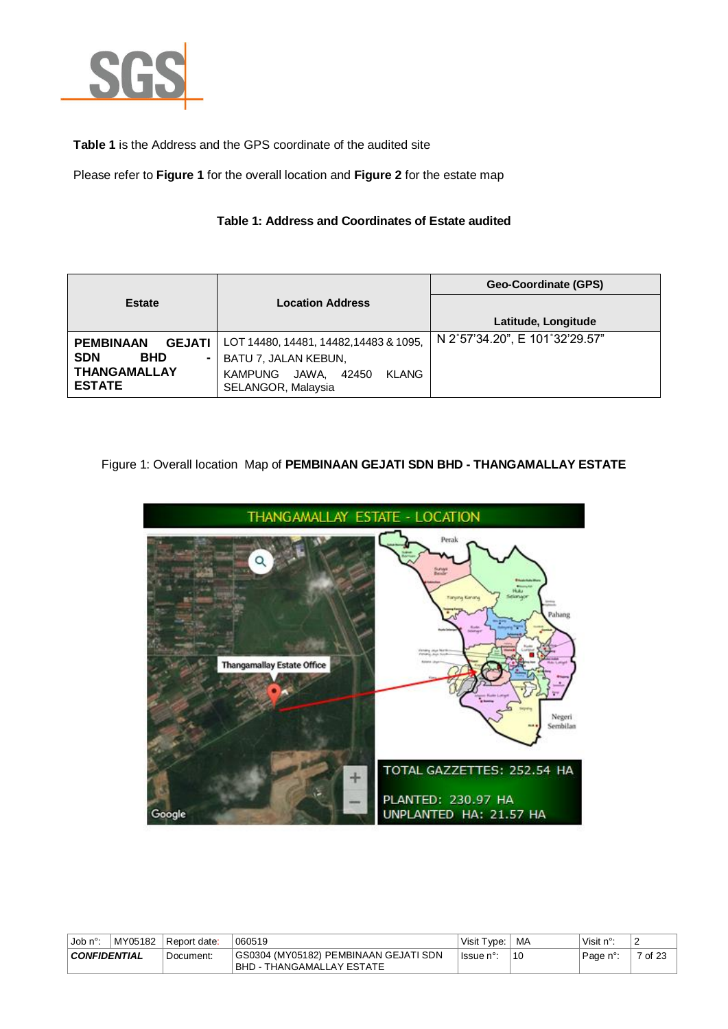**Table 1** is the Address and the GPS coordinate of the audited site

Please refer to **Figure 1** for the overall location and **Figure 2** for the estate map

**Table 1: Address and Coordinates of Estate audited**

| Estate | Location Address | Geo-Coordinate (GPS) Latitude, Longitude |
|---|---|---|
| **PEMBINAAN GEJATI SDN BHD - THANGAMALLAY ESTATE** | LOT 14480, 14481, 14482,14483 & 1095, BATU 7, JALAN KEBUN, KAMPUNG JAWA, 42450 KLANG SELANGOR, Malaysia | N 2˚57'34.20", E 101˚32'29.57" |

Figure 1: Overall location Map of **PEMBINAAN GEJATI SDN BHD - THANGAMALLAY ESTATE**

THANGAMALLAY ESTATE - LOCATION

TOTAL GAZZETTES: 252.54 HA

PLANTED: 230.97 HA

UNPLANTED HA: 21.57 HA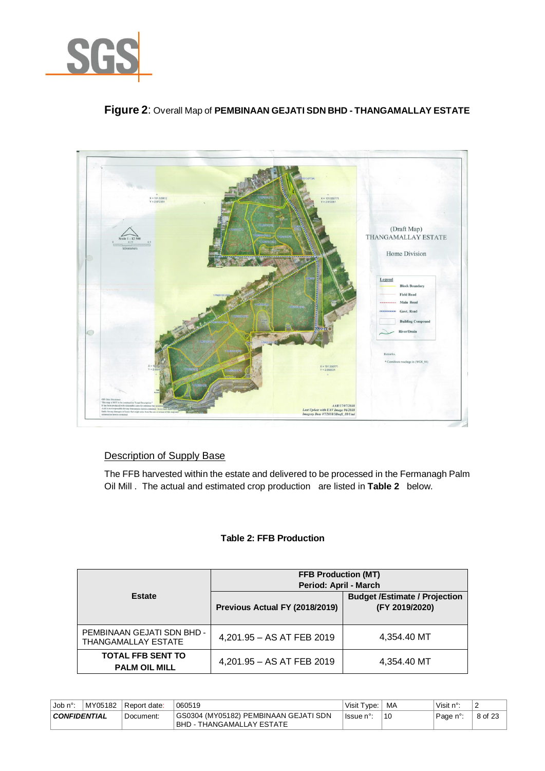**Figure 2**: Overall Map of **PEMBINAAN GEJATI SDN BHD - THANGAMALLAY ESTATE**

<u>Description of Supply Base</u>

The FFB harvested within the estate and delivered to be processed in the Fermanagh Palm Oil Mill . The actual and estimated crop production are listed in **Table 2** below.

**Table 2: FFB Production**

| Estate | FFB Production (MT) Period: April - March | |
|---|---|---|
| | Previous Actual FY (2018/2019) | Budget /Estimate / Projection (FY 2019/2020) |
| PEMBINAAN GEJATI SDN BHD - THANGAMALLAY ESTATE | 4,201.95 – AS AT FEB 2019 | 4,354.40 MT |
| **TOTAL FFB SENT TO PALM OIL MILL** | 4,201.95 – AS AT FEB 2019 | 4,354.40 MT |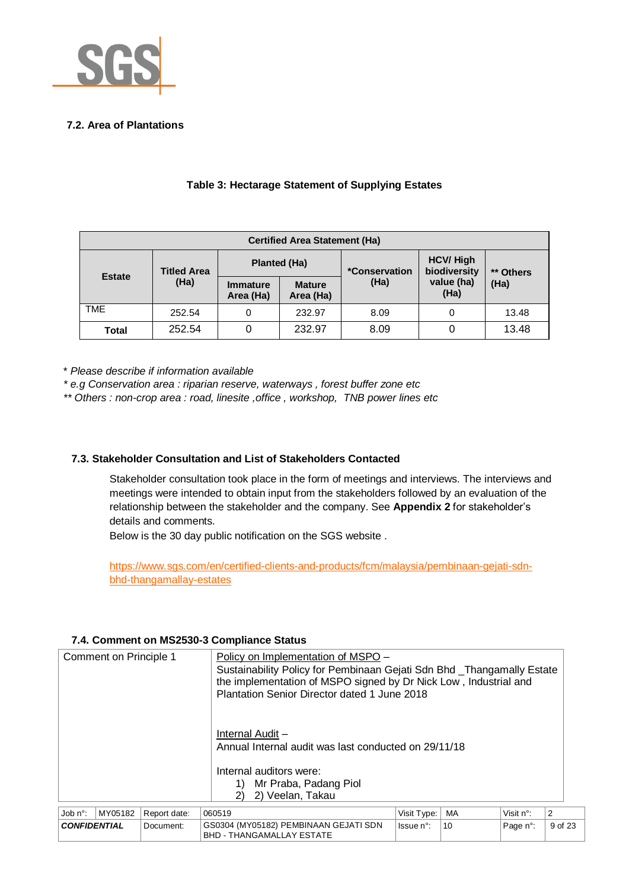### 7.2. Area of Plantations

**Table 3: Hectarage Statement of Supplying Estates**

| Certified Area Statement (Ha) | | | | | | |
|---|---|---|---|---|---|---|
| **Estate** | **Titled Area (Ha)** | **Planted (Ha)** | | ***Conservation (Ha)** | **HCV/ High biodiversity value (ha) (Ha)** | **\*\* Others (Ha)** |
| | | **Immature Area (Ha)** | **Mature Area (Ha)** | | | |
| TME | 252.54 | 0 | 232.97 | 8.09 | 0 | 13.48 |
| **Total** | 252.54 | 0 | 232.97 | 8.09 | 0 | 13.48 |

*\* Please describe if information available*

*\* e.g Conservation area : riparian reserve, waterways , forest buffer zone etc*

*\*\* Others : non-crop area : road, linesite ,office , workshop, TNB power lines etc*

### 7.3. Stakeholder Consultation and List of Stakeholders Contacted

Stakeholder consultation took place in the form of meetings and interviews. The interviews and meetings were intended to obtain input from the stakeholders followed by an evaluation of the relationship between the stakeholder and the company. See **Appendix 2** for stakeholder's details and comments.

Below is the 30 day public notification on the SGS website .

https://www.sgs.com/en/certified-clients-and-products/fcm/malaysia/pembinaan-gejati-sdn-bhd-thangamallay-estates

### 7.4. Comment on MS2530-3 Compliance Status

| | |
|---|---|
| Comment on Principle 1 | <u>Policy on Implementation of MSPO</u> – Sustainability Policy for Pembinaan Gejati Sdn Bhd _Thangamally Estate the implementation of MSPO signed by Dr Nick Low , Industrial and Plantation Senior Director dated 1 June 2018<br><br><u>Internal Audit</u> – Annual Internal audit was last conducted on 29/11/18<br><br>Internal auditors were:<br>1) Mr Praba, Padang Piol<br>2) 2) Veelan, Takau |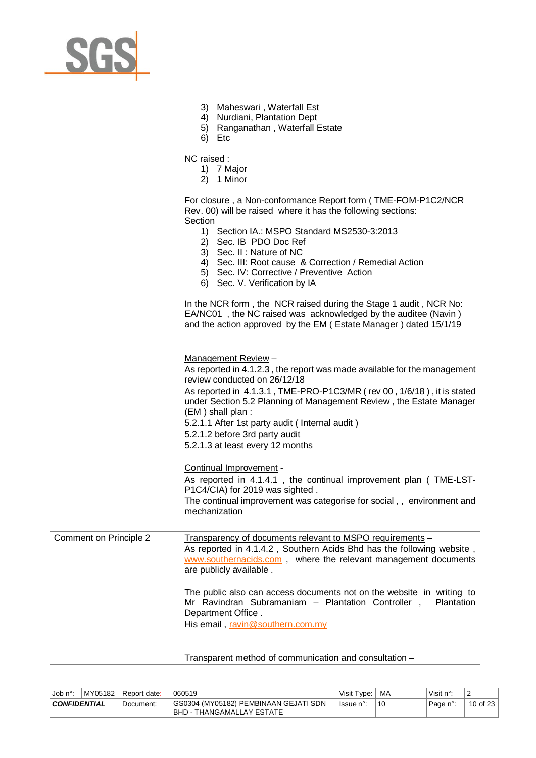| | |
|---|---|
| | 3) Maheswari , Waterfall Est<br>4) Nurdiani, Plantation Dept<br>5) Ranganathan , Waterfall Estate<br>6) Etc<br><br>NC raised :<br>1) 7 Major<br>2) 1 Minor<br><br>For closure , a Non-conformance Report form ( TME-FOM-P1C2/NCR Rev. 00) will be raised where it has the following sections:<br>Section<br>1) Section IA.: MSPO Standard MS2530-3:2013<br>2) Sec. IB PDO Doc Ref<br>3) Sec. II : Nature of NC<br>4) Sec. III: Root cause & Correction / Remedial Action<br>5) Sec. IV: Corrective / Preventive Action<br>6) Sec. V. Verification by IA<br><br>In the NCR form , the NCR raised during the Stage 1 audit , NCR No: EA/NC01 , the NC raised was acknowledged by the auditee (Navin ) and the action approved by the EM ( Estate Manager ) dated 15/1/19<br><br>Management Review –<br>As reported in 4.1.2.3 , the report was made available for the management review conducted on 26/12/18<br>As reported in 4.1.3.1 , TME-PRO-P1C3/MR ( rev 00 , 1/6/18 ) , it is stated under Section 5.2 Planning of Management Review , the Estate Manager (EM ) shall plan :<br>5.2.1.1 After 1st party audit ( Internal audit )<br>5.2.1.2 before 3rd party audit<br>5.2.1.3 at least every 12 months<br><br>Continual Improvement -<br>As reported in 4.1.4.1 , the continual improvement plan ( TME-LST-P1C4/CIA) for 2019 was sighted .<br>The continual improvement was categorise for social , , environment and mechanization |
| Comment on Principle 2 | Transparency of documents relevant to MSPO requirements –<br>As reported in 4.1.4.2 , Southern Acids Bhd has the following website , www.southernacids.com , where the relevant management documents are publicly available .<br><br>The public also can access documents not on the website in writing to Mr Ravindran Subramaniam – Plantation Controller , Plantation Department Office .<br>His email , ravin@southern.com.my<br><br>Transparent method of communication and consultation – |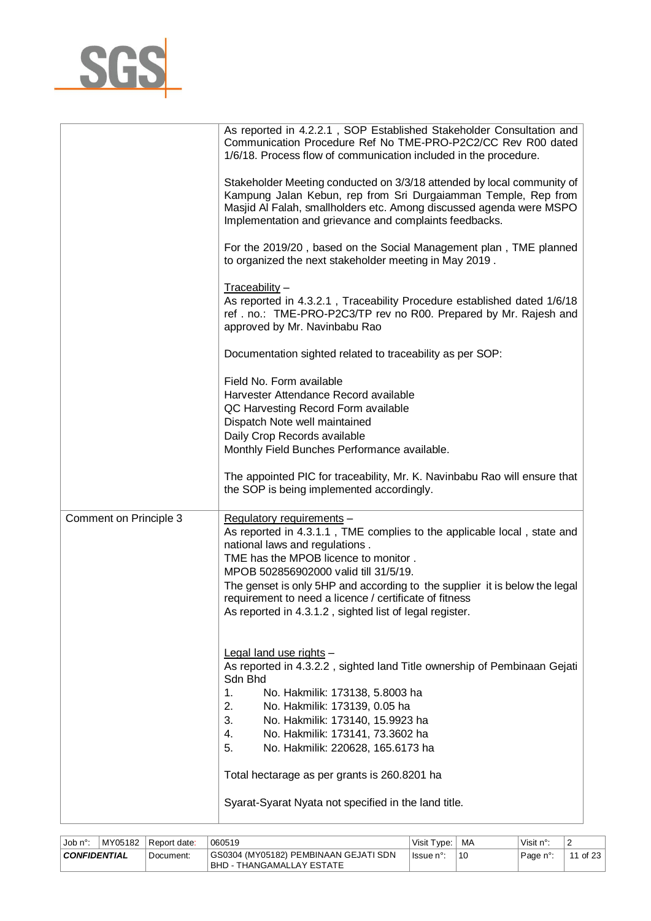| | |
|---|---|
| | As reported in 4.2.2.1 , SOP Established Stakeholder Consultation and Communication Procedure Ref No TME-PRO-P2C2/CC Rev R00 dated 1/6/18. Process flow of communication included in the procedure.<br><br>Stakeholder Meeting conducted on 3/3/18 attended by local community of Kampung Jalan Kebun, rep from Sri Durgaiamman Temple, Rep from Masjid Al Falah, smallholders etc. Among discussed agenda were MSPO Implementation and grievance and complaints feedbacks.<br><br>For the 2019/20 , based on the Social Management plan , TME planned to organized the next stakeholder meeting in May 2019 .<br><br>Traceability –<br>As reported in 4.3.2.1 , Traceability Procedure established dated 1/6/18 ref . no.: TME-PRO-P2C3/TP rev no R00. Prepared by Mr. Rajesh and approved by Mr. Navinbabu Rao<br><br>Documentation sighted related to traceability as per SOP:<br><br>Field No. Form available<br>Harvester Attendance Record available<br>QC Harvesting Record Form available<br>Dispatch Note well maintained<br>Daily Crop Records available<br>Monthly Field Bunches Performance available.<br><br>The appointed PIC for traceability, Mr. K. Navinbabu Rao will ensure that the SOP is being implemented accordingly. |
| Comment on Principle 3 | Regulatory requirements –<br>As reported in 4.3.1.1 , TME complies to the applicable local , state and national laws and regulations .<br>TME has the MPOB licence to monitor .<br>MPOB 502856902000 valid till 31/5/19.<br>The genset is only 5HP and according to the supplier it is below the legal requirement to need a licence / certificate of fitness<br>As reported in 4.3.1.2 , sighted list of legal register.<br><br>Legal land use rights –<br>As reported in 4.3.2.2 , sighted land Title ownership of Pembinaan Gejati Sdn Bhd<br>1. No. Hakmilik: 173138, 5.8003 ha<br>2. No. Hakmilik: 173139, 0.05 ha<br>3. No. Hakmilik: 173140, 15.9923 ha<br>4. No. Hakmilik: 173141, 73.3602 ha<br>5. No. Hakmilik: 220628, 165.6173 ha<br><br>Total hectarage as per grants is 260.8201 ha<br><br>Syarat-Syarat Nyata not specified in the land title. |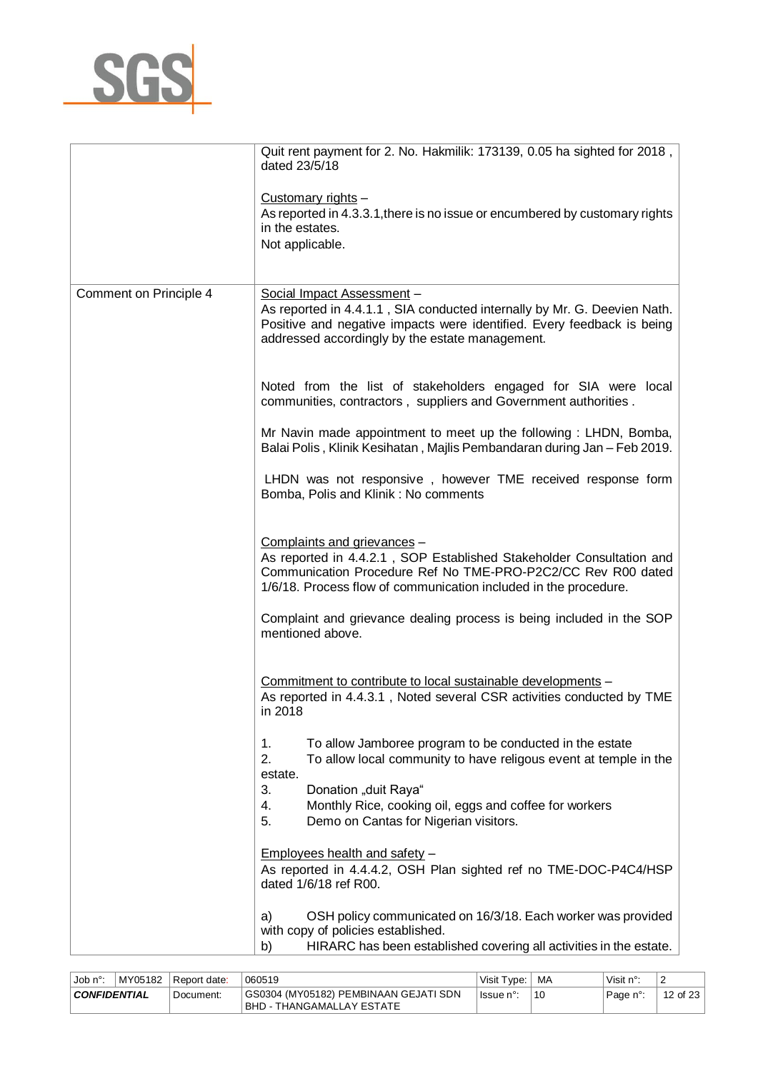| | |
|---|---|
| | Quit rent payment for 2. No. Hakmilik: 173139, 0.05 ha sighted for 2018 , dated 23/5/18<br><br><u>Customary rights</u> –<br>As reported in 4.3.3.1,there is no issue or encumbered by customary rights in the estates.<br>Not applicable. |
| Comment on Principle 4 | <u>Social Impact Assessment</u> –<br>As reported in 4.4.1.1 , SIA conducted internally by Mr. G. Deevien Nath. Positive and negative impacts were identified. Every feedback is being addressed accordingly by the estate management.<br><br>Noted from the list of stakeholders engaged for SIA were local communities, contractors , suppliers and Government authorities .<br><br>Mr Navin made appointment to meet up the following : LHDN, Bomba, Balai Polis , Klinik Kesihatan , Majlis Pembandaran during Jan – Feb 2019.<br><br>LHDN was not responsive , however TME received response form Bomba, Polis and Klinik : No comments<br><br><u>Complaints and grievances</u> –<br>As reported in 4.4.2.1 , SOP Established Stakeholder Consultation and Communication Procedure Ref No TME-PRO-P2C2/CC Rev R00 dated 1/6/18. Process flow of communication included in the procedure.<br><br>Complaint and grievance dealing process is being included in the SOP mentioned above.<br><br><u>Commitment to contribute to local sustainable developments</u> –<br>As reported in 4.4.3.1 , Noted several CSR activities conducted by TME in 2018<br><br>1. To allow Jamboree program to be conducted in the estate<br>2. To allow local community to have religous event at temple in the estate.<br>3. Donation „duit Raya"<br>4. Monthly Rice, cooking oil, eggs and coffee for workers<br>5. Demo on Cantas for Nigerian visitors.<br><br><u>Employees health and safety</u> –<br>As reported in 4.4.4.2, OSH Plan sighted ref no TME-DOC-P4C4/HSP dated 1/6/18 ref R00.<br><br>a) OSH policy communicated on 16/3/18. Each worker was provided with copy of policies established.<br>b) HIRARC has been established covering all activities in the estate. |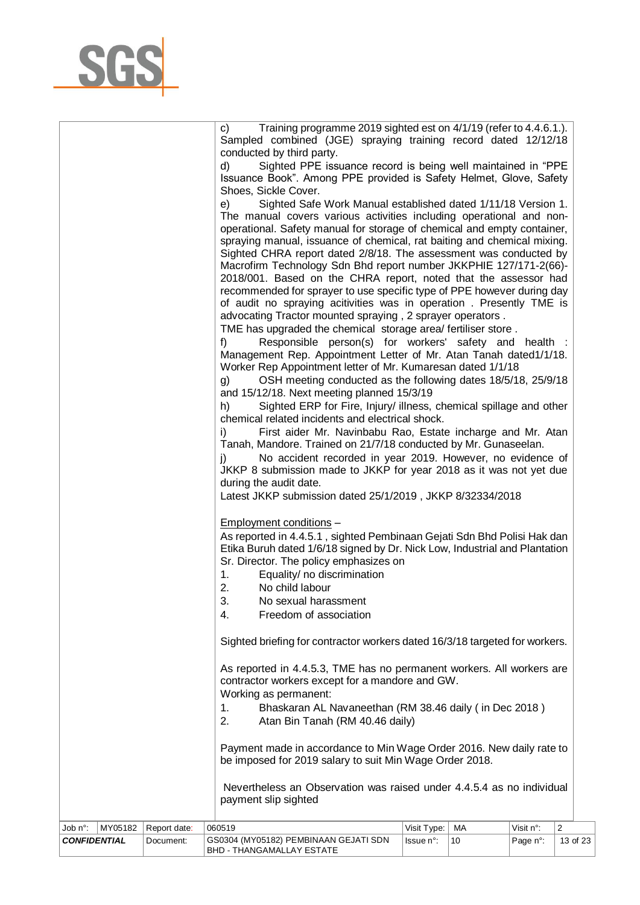|  |  |
|---|---|
|  | c) Training programme 2019 sighted est on 4/1/19 (refer to 4.4.6.1.). Sampled combined (JGE) spraying training record dated 12/12/18 conducted by third party.<br>d) Sighted PPE issuance record is being well maintained in "PPE Issuance Book". Among PPE provided is Safety Helmet, Glove, Safety Shoes, Sickle Cover.<br>e) Sighted Safe Work Manual established dated 1/11/18 Version 1. The manual covers various activities including operational and non-operational. Safety manual for storage of chemical and empty container, spraying manual, issuance of chemical, rat baiting and chemical mixing. Sighted CHRA report dated 2/8/18. The assessment was conducted by Macrofirm Technology Sdn Bhd report number JKKPHIE 127/171-2(66)-2018/001. Based on the CHRA report, noted that the assessor had recommended for sprayer to use specific type of PPE however during day of audit no spraying acitivities was in operation . Presently TME is advocating Tractor mounted spraying , 2 sprayer operators .<br>TME has upgraded the chemical storage area/ fertiliser store .<br>f) Responsible person(s) for workers' safety and health : Management Rep. Appointment Letter of Mr. Atan Tanah dated1/1/18. Worker Rep Appointment letter of Mr. Kumaresan dated 1/1/18<br>g) OSH meeting conducted as the following dates 18/5/18, 25/9/18 and 15/12/18. Next meeting planned 15/3/19<br>h) Sighted ERP for Fire, Injury/ illness, chemical spillage and other chemical related incidents and electrical shock.<br>i) First aider Mr. Navinbabu Rao, Estate incharge and Mr. Atan Tanah, Mandore. Trained on 21/7/18 conducted by Mr. Gunaseelan.<br>j) No accident recorded in year 2019. However, no evidence of JKKP 8 submission made to JKKP for year 2018 as it was not yet due during the audit date.<br>Latest JKKP submission dated 25/1/2019 , JKKP 8/32334/2018<br><br><u>Employment conditions</u> –<br>As reported in 4.4.5.1 , sighted Pembinaan Gejati Sdn Bhd Polisi Hak dan Etika Buruh dated 1/6/18 signed by Dr. Nick Low, Industrial and Plantation Sr. Director. The policy emphasizes on<br>1. Equality/ no discrimination<br>2. No child labour<br>3. No sexual harassment<br>4. Freedom of association<br><br>Sighted briefing for contractor workers dated 16/3/18 targeted for workers.<br><br>As reported in 4.4.5.3, TME has no permanent workers. All workers are contractor workers except for a mandore and GW.<br>Working as permanent:<br>1. Bhaskaran AL Navaneethan (RM 38.46 daily ( in Dec 2018 )<br>2. Atan Bin Tanah (RM 40.46 daily)<br><br>Payment made in accordance to Min Wage Order 2016. New daily rate to be imposed for 2019 salary to suit Min Wage Order 2018.<br><br>Nevertheless an Observation was raised under 4.4.5.4 as no individual payment slip sighted |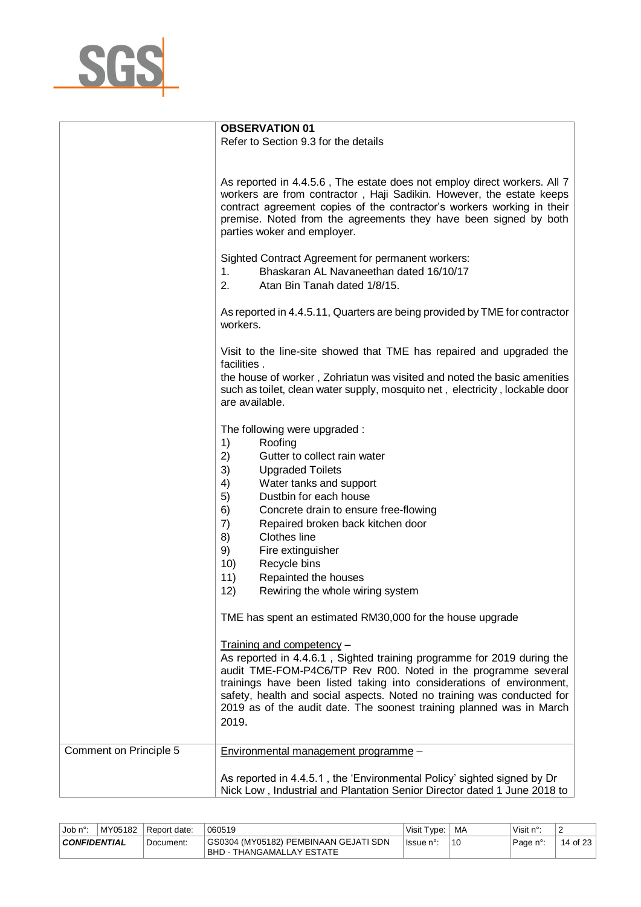| | |
|---|---|
| | **OBSERVATION 01**<br>Refer to Section 9.3 for the details<br><br>As reported in 4.4.5.6 , The estate does not employ direct workers. All 7 workers are from contractor , Haji Sadikin. However, the estate keeps contract agreement copies of the contractor's workers working in their premise. Noted from the agreements they have been signed by both parties woker and employer.<br><br>Sighted Contract Agreement for permanent workers:<br>1. Bhaskaran AL Navaneethan dated 16/10/17<br>2. Atan Bin Tanah dated 1/8/15.<br><br>As reported in 4.4.5.11, Quarters are being provided by TME for contractor workers.<br><br>Visit to the line-site showed that TME has repaired and upgraded the facilities .<br>the house of worker , Zohriatun was visited and noted the basic amenities such as toilet, clean water supply, mosquito net , electricity , lockable door are available.<br><br>The following were upgraded :<br>1) Roofing<br>2) Gutter to collect rain water<br>3) Upgraded Toilets<br>4) Water tanks and support<br>5) Dustbin for each house<br>6) Concrete drain to ensure free-flowing<br>7) Repaired broken back kitchen door<br>8) Clothes line<br>9) Fire extinguisher<br>10) Recycle bins<br>11) Repainted the houses<br>12) Rewiring the whole wiring system<br><br>TME has spent an estimated RM30,000 for the house upgrade<br><br>Training and competency –<br>As reported in 4.4.6.1 , Sighted training programme for 2019 during the audit TME-FOM-P4C6/TP Rev R00. Noted in the programme several trainings have been listed taking into considerations of environment, safety, health and social aspects. Noted no training was conducted for 2019 as of the audit date. The soonest training planned was in March 2019. |
| Comment on Principle 5 | Environmental management programme –<br><br>As reported in 4.4.5.1 , the 'Environmental Policy' sighted signed by Dr Nick Low , Industrial and Plantation Senior Director dated 1 June 2018 to |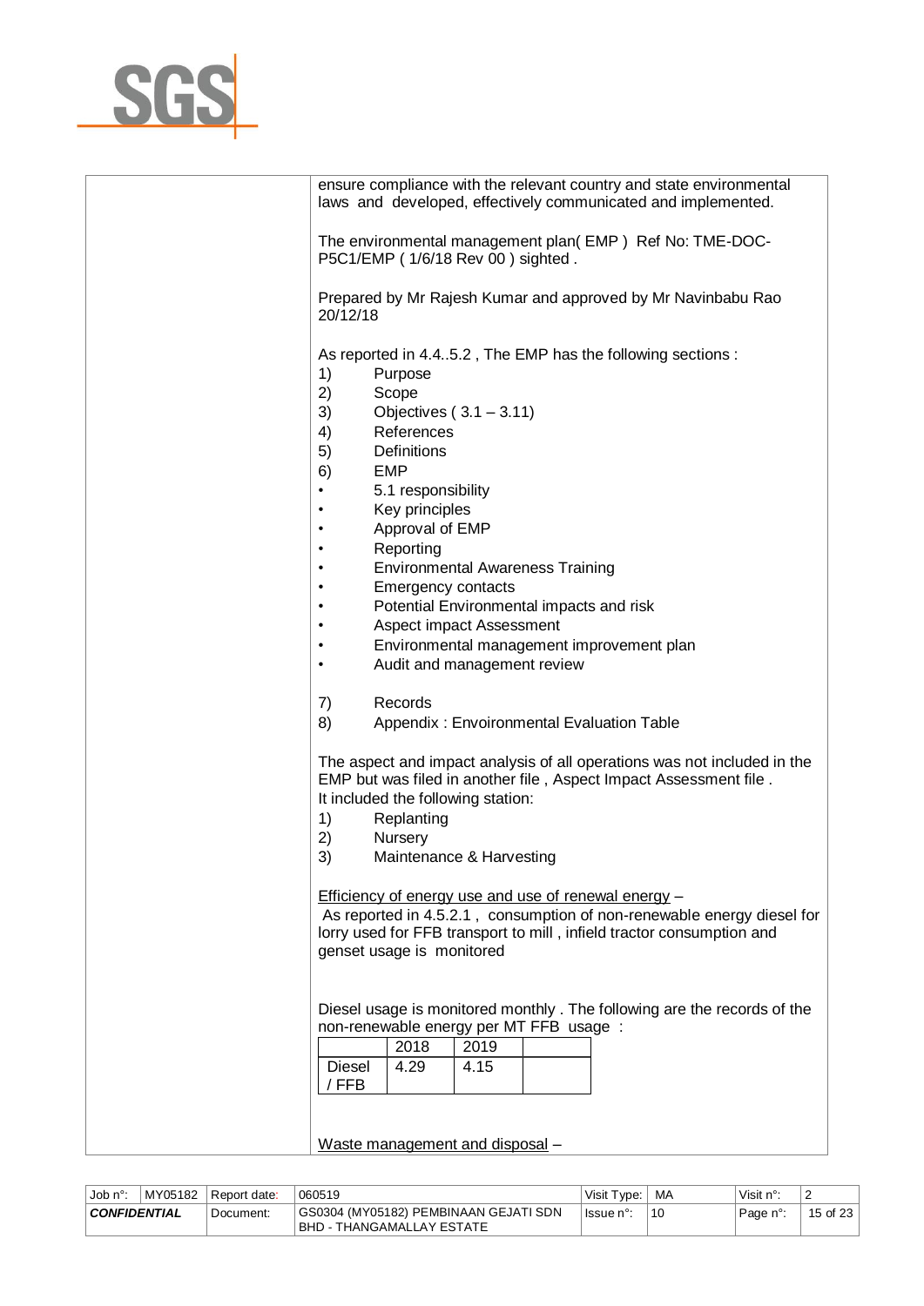ensure compliance with the relevant country and state environmental laws and developed, effectively communicated and implemented.

The environmental management plan( EMP ) Ref No: TME-DOC-P5C1/EMP ( 1/6/18 Rev 00 ) sighted .

Prepared by Mr Rajesh Kumar and approved by Mr Navinbabu Rao 20/12/18

As reported in 4.4..5.2 , The EMP has the following sections :

1) Purpose
2) Scope
3) Objectives ( 3.1 – 3.11)
4) References
5) Definitions
6) EMP

- 5.1 responsibility
- Key principles
- Approval of EMP
- Reporting
- Environmental Awareness Training
- Emergency contacts
- Potential Environmental impacts and risk
- Aspect impact Assessment
- Environmental management improvement plan
- Audit and management review

7) Records
8) Appendix : Envoironmental Evaluation Table

The aspect and impact analysis of all operations was not included in the EMP but was filed in another file , Aspect Impact Assessment file .
It included the following station:

1) Replanting
2) Nursery
3) Maintenance & Harvesting

Efficiency of energy use and use of renewal energy –
As reported in 4.5.2.1 , consumption of non-renewable energy diesel for lorry used for FFB transport to mill , infield tractor consumption and genset usage is monitored

Diesel usage is monitored monthly . The following are the records of the non-renewable energy per MT FFB usage :

| | 2018 | 2019 | |
|---|---|---|---|
| Diesel / FFB | 4.29 | 4.15 | |

Waste management and disposal –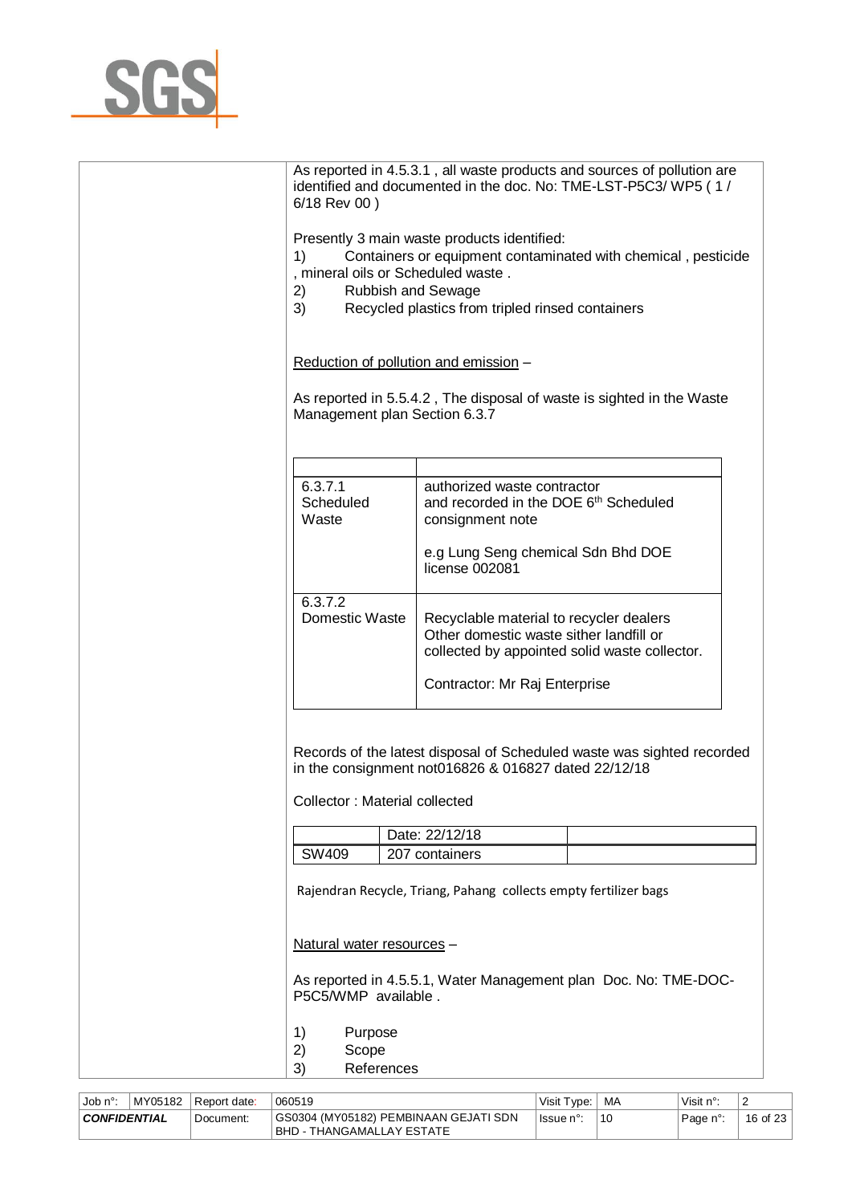As reported in 4.5.3.1 , all waste products and sources of pollution are identified and documented in the doc. No: TME-LST-P5C3/ WP5 ( 1 / 6/18 Rev 00 )

Presently 3 main waste products identified:

1) Containers or equipment contaminated with chemical , pesticide , mineral oils or Scheduled waste .
2) Rubbish and Sewage
3) Recycled plastics from tripled rinsed containers

Reduction of pollution and emission –

As reported in 5.5.4.2 , The disposal of waste is sighted in the Waste Management plan Section 6.3.7

| | |
|---|---|
| 6.3.7.1 Scheduled Waste | authorized waste contractor and recorded in the DOE 6th Scheduled consignment note<br><br>e.g Lung Seng chemical Sdn Bhd DOE license 002081 |
| 6.3.7.2 Domestic Waste | Recyclable material to recycler dealers Other domestic waste sither landfill or collected by appointed solid waste collector.<br><br>Contractor: Mr Raj Enterprise |

Records of the latest disposal of Scheduled waste was sighted recorded in the consignment not016826 & 016827 dated 22/12/18

Collector : Material collected

| | Date: 22/12/18 | |
|---|---|---|
| SW409 | 207 containers | |

Rajendran Recycle, Triang, Pahang collects empty fertilizer bags

Natural water resources –

As reported in 4.5.5.1, Water Management plan Doc. No: TME-DOC-P5C5/WMP available .

1) Purpose
2) Scope
3) References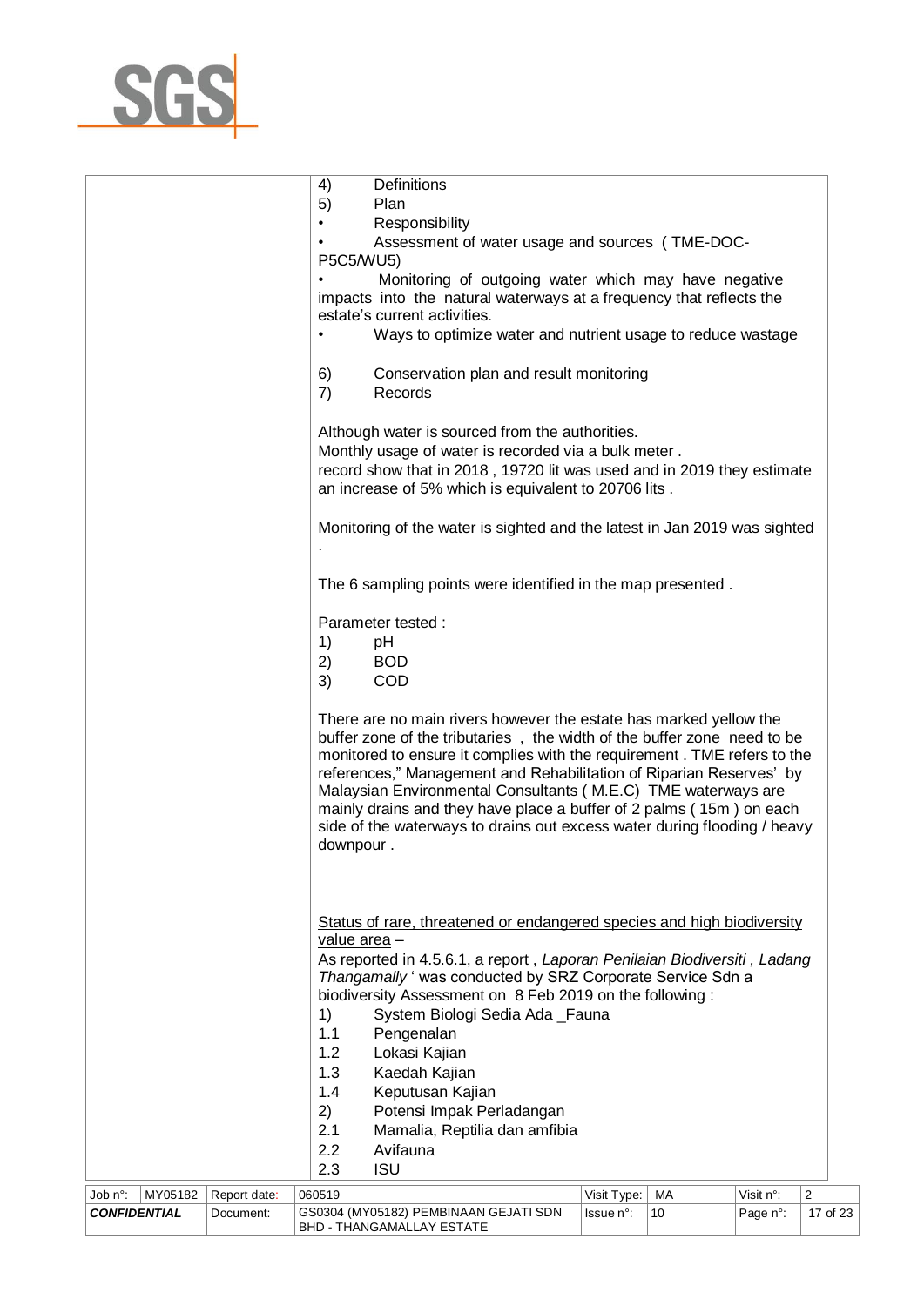4) Definitions
5) Plan

- Responsibility
- Assessment of water usage and sources ( TME-DOC-P5C5/WU5)
- Monitoring of outgoing water which may have negative impacts into the natural waterways at a frequency that reflects the estate's current activities.
- Ways to optimize water and nutrient usage to reduce wastage

6) Conservation plan and result monitoring
7) Records

Although water is sourced from the authorities.
Monthly usage of water is recorded via a bulk meter .
record show that in 2018 , 19720 lit was used and in 2019 they estimate an increase of 5% which is equivalent to 20706 lits .

Monitoring of the water is sighted and the latest in Jan 2019 was sighted .

The 6 sampling points were identified in the map presented .

Parameter tested :

1) pH
2) BOD
3) COD

There are no main rivers however the estate has marked yellow the buffer zone of the tributaries , the width of the buffer zone need to be monitored to ensure it complies with the requirement . TME refers to the references," Management and Rehabilitation of Riparian Reserves' by Malaysian Environmental Consultants ( M.E.C) TME waterways are mainly drains and they have place a buffer of 2 palms ( 15m ) on each side of the waterways to drains out excess water during flooding / heavy downpour .

<u>Status of rare, threatened or endangered species and high biodiversity value area</u> –
As reported in 4.5.6.1, a report , *Laporan Penilaian Biodiversiti , Ladang Thangamally* ' was conducted by SRZ Corporate Service Sdn a biodiversity Assessment on 8 Feb 2019 on the following :

1) System Biologi Sedia Ada _Fauna
1.1 Pengenalan
1.2 Lokasi Kajian
1.3 Kaedah Kajian
1.4 Keputusan Kajian
2) Potensi Impak Perladangan
2.1 Mamalia, Reptilia dan amfibia
2.2 Avifauna
2.3 ISU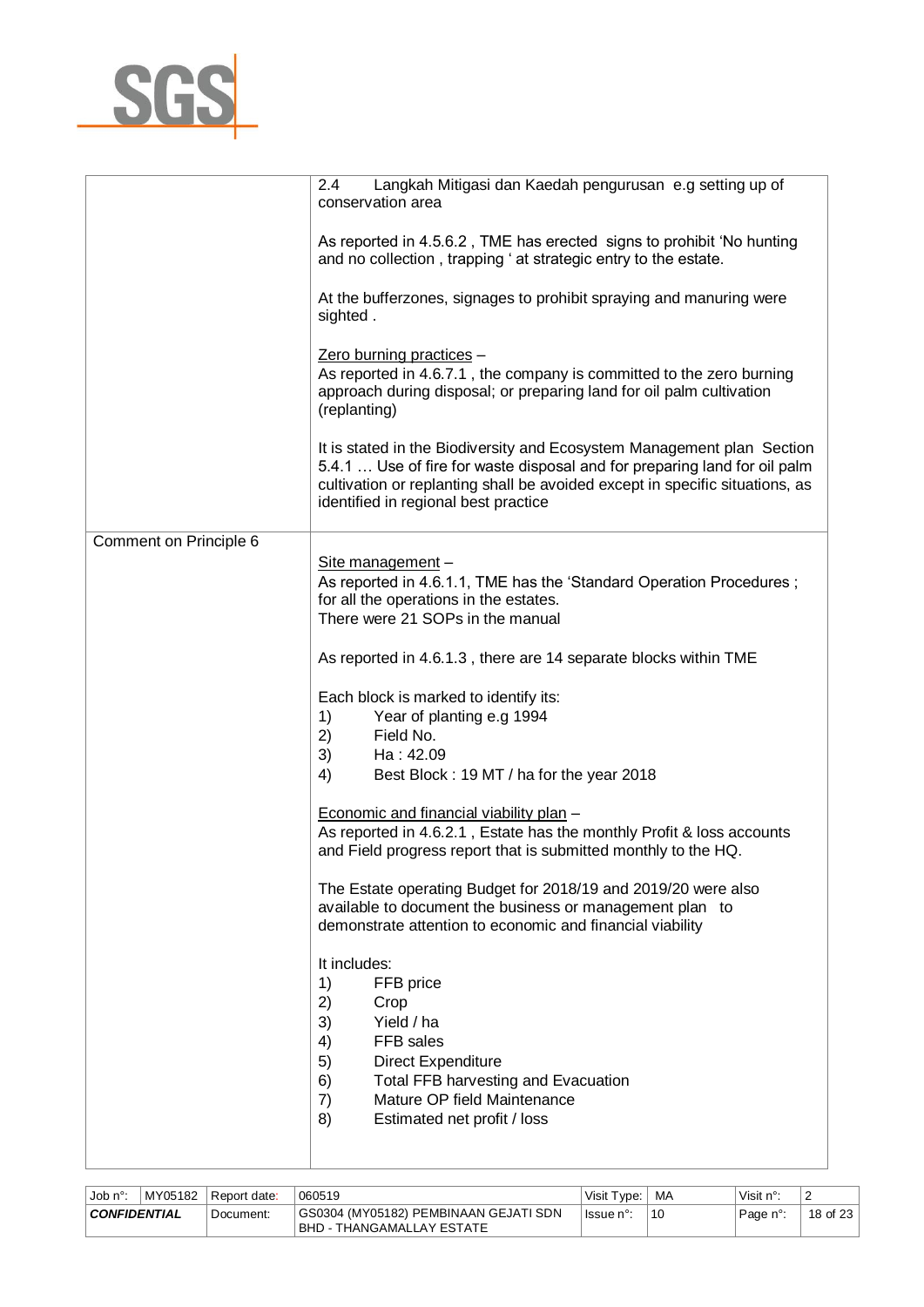| | |
|---|---|
| | 2.4 Langkah Mitigasi dan Kaedah pengurusan e.g setting up of conservation area<br><br>As reported in 4.5.6.2 , TME has erected signs to prohibit 'No hunting and no collection , trapping ' at strategic entry to the estate.<br><br>At the bufferzones, signages to prohibit spraying and manuring were sighted .<br><br><u>Zero burning practices</u> –<br>As reported in 4.6.7.1 , the company is committed to the zero burning approach during disposal; or preparing land for oil palm cultivation (replanting)<br><br>It is stated in the Biodiversity and Ecosystem Management plan Section 5.4.1 … Use of fire for waste disposal and for preparing land for oil palm cultivation or replanting shall be avoided except in specific situations, as identified in regional best practice |
| Comment on Principle 6 | <u>Site management</u> –<br>As reported in 4.6.1.1, TME has the 'Standard Operation Procedures ; for all the operations in the estates.<br>There were 21 SOPs in the manual<br><br>As reported in 4.6.1.3 , there are 14 separate blocks within TME<br><br>Each block is marked to identify its:<br>1) Year of planting e.g 1994<br>2) Field No.<br>3) Ha : 42.09<br>4) Best Block : 19 MT / ha for the year 2018<br><br><u>Economic and financial viability plan</u> –<br>As reported in 4.6.2.1 , Estate has the monthly Profit & loss accounts and Field progress report that is submitted monthly to the HQ.<br><br>The Estate operating Budget for 2018/19 and 2019/20 were also available to document the business or management plan to demonstrate attention to economic and financial viability<br><br>It includes:<br>1) FFB price<br>2) Crop<br>3) Yield / ha<br>4) FFB sales<br>5) Direct Expenditure<br>6) Total FFB harvesting and Evacuation<br>7) Mature OP field Maintenance<br>8) Estimated net profit / loss |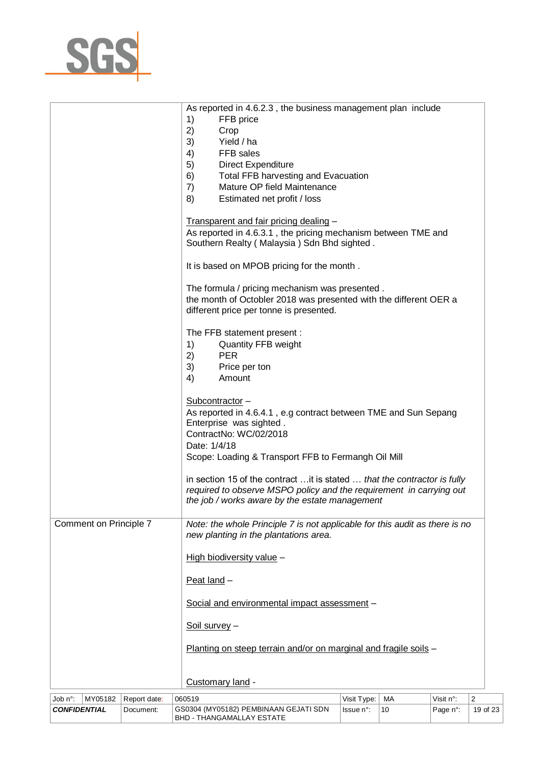| | |
|---|---|
| | As reported in 4.6.2.3 , the business management plan include<br>1) FFB price<br>2) Crop<br>3) Yield / ha<br>4) FFB sales<br>5) Direct Expenditure<br>6) Total FFB harvesting and Evacuation<br>7) Mature OP field Maintenance<br>8) Estimated net profit / loss<br><br>Transparent and fair pricing dealing –<br>As reported in 4.6.3.1 , the pricing mechanism between TME and Southern Realty ( Malaysia ) Sdn Bhd sighted .<br><br>It is based on MPOB pricing for the month .<br><br>The formula / pricing mechanism was presented .<br>the month of Octobler 2018 was presented with the different OER a different price per tonne is presented.<br><br>The FFB statement present :<br>1) Quantity FFB weight<br>2) PER<br>3) Price per ton<br>4) Amount<br><br>Subcontractor –<br>As reported in 4.6.4.1 , e.g contract between TME and Sun Sepang Enterprise was sighted .<br>ContractNo: WC/02/2018<br>Date: 1/4/18<br>Scope: Loading & Transport FFB to Fermangh Oil Mill<br><br>in section 15 of the contract …it is stated … *that the contractor is fully required to observe MSPO policy and the requirement in carrying out the job / works aware by the estate management* |
| Comment on Principle 7 | *Note: the whole Principle 7 is not applicable for this audit as there is no new planting in the plantations area.*<br><br>High biodiversity value –<br><br>Peat land –<br><br>Social and environmental impact assessment –<br><br>Soil survey –<br><br>Planting on steep terrain and/or on marginal and fragile soils –<br><br>Customary land - |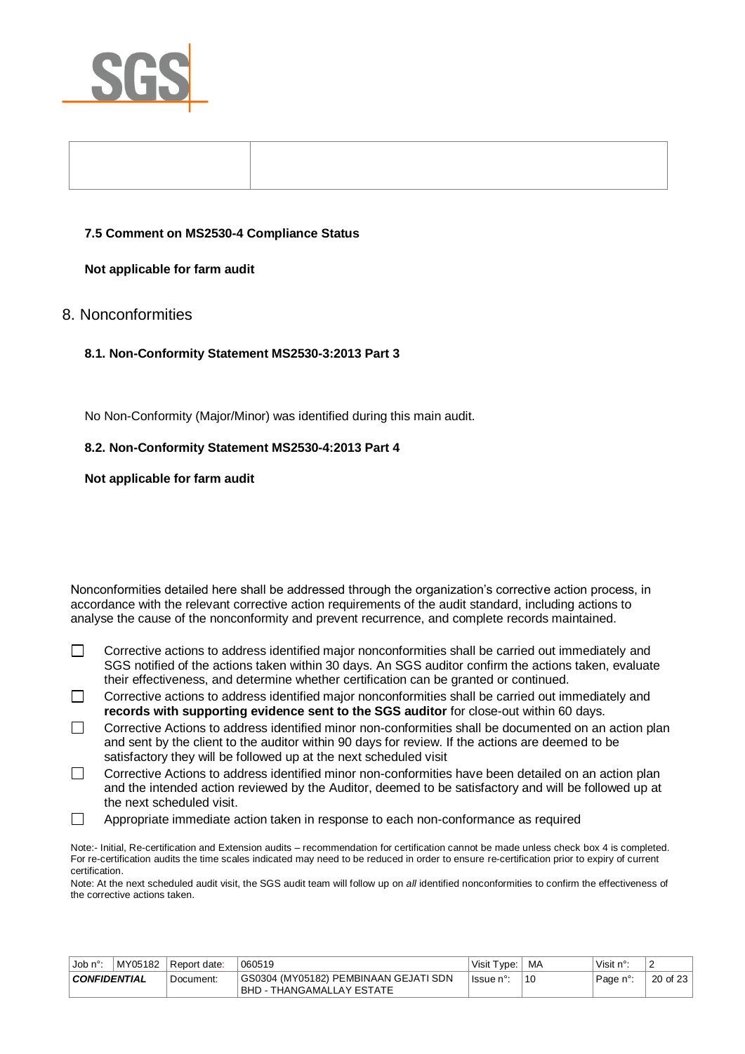| | |
|---|---|
| | |

### 7.5 Comment on MS2530-4 Compliance Status

**Not applicable for farm audit**

## 8. Nonconformities

### 8.1. Non-Conformity Statement MS2530-3:2013 Part 3

No Non-Conformity (Major/Minor) was identified during this main audit.

### 8.2. Non-Conformity Statement MS2530-4:2013 Part 4

**Not applicable for farm audit**

Nonconformities detailed here shall be addressed through the organization's corrective action process, in accordance with the relevant corrective action requirements of the audit standard, including actions to analyse the cause of the nonconformity and prevent recurrence, and complete records maintained.

- ☐ Corrective actions to address identified major nonconformities shall be carried out immediately and SGS notified of the actions taken within 30 days. An SGS auditor confirm the actions taken, evaluate their effectiveness, and determine whether certification can be granted or continued.
- ☐ Corrective actions to address identified major nonconformities shall be carried out immediately and **records with supporting evidence sent to the SGS auditor** for close-out within 60 days.
- ☐ Corrective Actions to address identified minor non-conformities shall be documented on an action plan and sent by the client to the auditor within 90 days for review. If the actions are deemed to be satisfactory they will be followed up at the next scheduled visit
- ☐ Corrective Actions to address identified minor non-conformities have been detailed on an action plan and the intended action reviewed by the Auditor, deemed to be satisfactory and will be followed up at the next scheduled visit.
- ☐ Appropriate immediate action taken in response to each non-conformance as required

Note:- Initial, Re-certification and Extension audits – recommendation for certification cannot be made unless check box 4 is completed. For re-certification audits the time scales indicated may need to be reduced in order to ensure re-certification prior to expiry of current certification.

Note: At the next scheduled audit visit, the SGS audit team will follow up on *all* identified nonconformities to confirm the effectiveness of the corrective actions taken.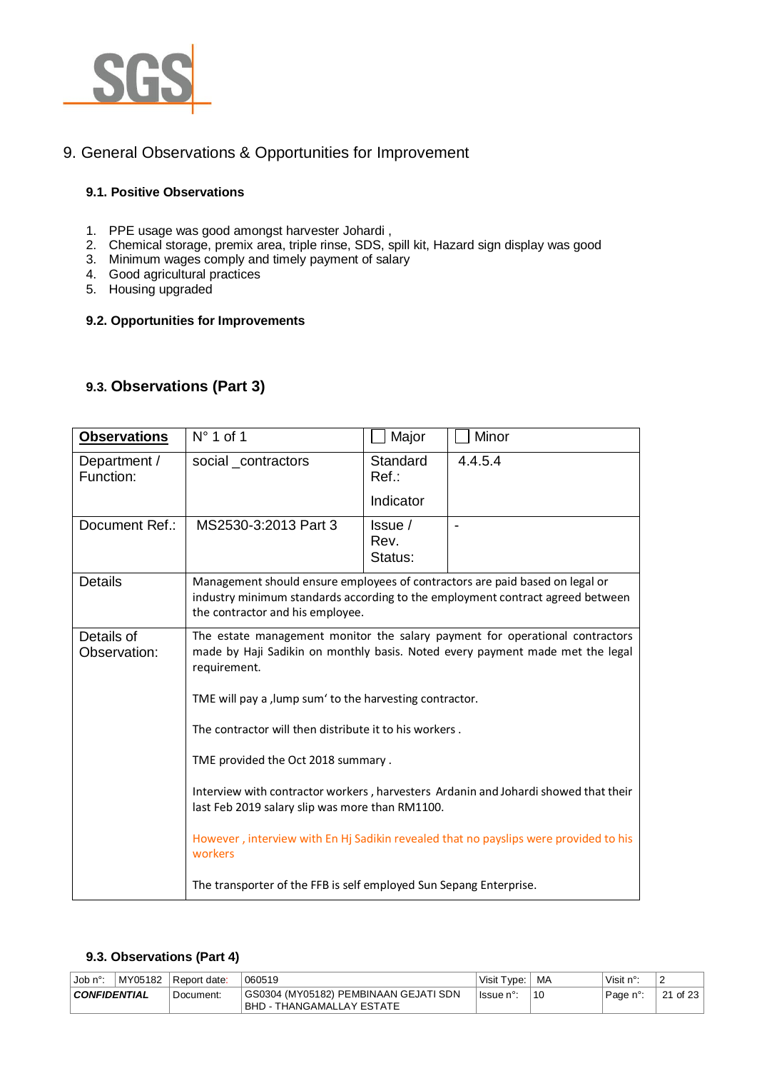## 9. General Observations & Opportunities for Improvement

### 9.1. Positive Observations

1. PPE usage was good amongst harvester Johardi ,
2. Chemical storage, premix area, triple rinse, SDS, spill kit, Hazard sign display was good
3. Minimum wages comply and timely payment of salary
4. Good agricultural practices
5. Housing upgraded

### 9.2. Opportunities for Improvements

### 9.3. Observations (Part 3)

| **Observations** | N° 1 of 1 | ☐ Major | ☐ Minor |
|---|---|---|---|
| Department / Function: | social _contractors | Standard Ref.:<br><br>Indicator | 4.4.5.4 |
| Document Ref.: | MS2530-3:2013 Part 3 | Issue / Rev. Status: | - |
| Details | Management should ensure employees of contractors are paid based on legal or industry minimum standards according to the employment contract agreed between the contractor and his employee. | | |
| Details of Observation: | The estate management monitor the salary payment for operational contractors made by Haji Sadikin on monthly basis. Noted every payment made met the legal requirement.<br><br>TME will pay a ,lump sum' to the harvesting contractor.<br><br>The contractor will then distribute it to his workers .<br><br>TME provided the Oct 2018 summary .<br><br>Interview with contractor workers , harvesters Ardanin and Johardi showed that their last Feb 2019 salary slip was more than RM1100.<br><br>However , interview with En Hj Sadikin revealed that no payslips were provided to his workers<br><br>The transporter of the FFB is self employed Sun Sepang Enterprise. | | |

### 9.3. Observations (Part 4)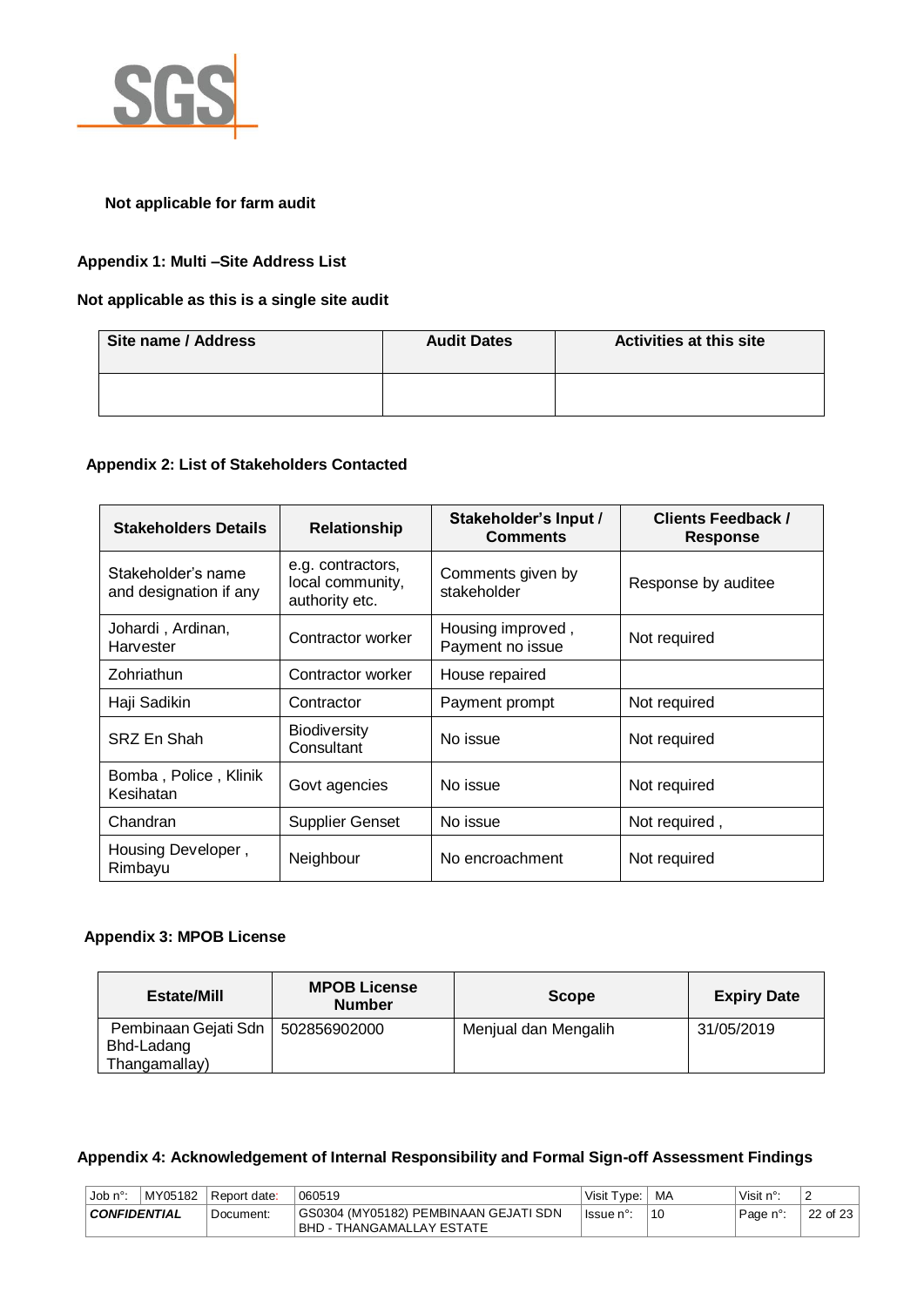**Not applicable for farm audit**

## Appendix 1: Multi –Site Address List

**Not applicable as this is a single site audit**

| Site name / Address | Audit Dates | Activities at this site |
|---|---|---|
| | | |

## Appendix 2: List of Stakeholders Contacted

| Stakeholders Details | Relationship | Stakeholder's Input / Comments | Clients Feedback / Response |
|---|---|---|---|
| Stakeholder's name and designation if any | e.g. contractors, local community, authority etc. | Comments given by stakeholder | Response by auditee |
| Johardi , Ardinan, Harvester | Contractor worker | Housing improved , Payment no issue | Not required |
| Zohriathun | Contractor worker | House repaired | |
| Haji Sadikin | Contractor | Payment prompt | Not required |
| SRZ En Shah | Biodiversity Consultant | No issue | Not required |
| Bomba , Police , Klinik Kesihatan | Govt agencies | No issue | Not required |
| Chandran | Supplier Genset | No issue | Not required , |
| Housing Developer , Rimbayu | Neighbour | No encroachment | Not required |

## Appendix 3: MPOB License

| Estate/Mill | MPOB License Number | Scope | Expiry Date |
|---|---|---|---|
| Pembinaan Gejati Sdn Bhd-Ladang Thangamallay) | 502856902000 | Menjual dan Mengalih | 31/05/2019 |

## Appendix 4: Acknowledgement of Internal Responsibility and Formal Sign-off Assessment Findings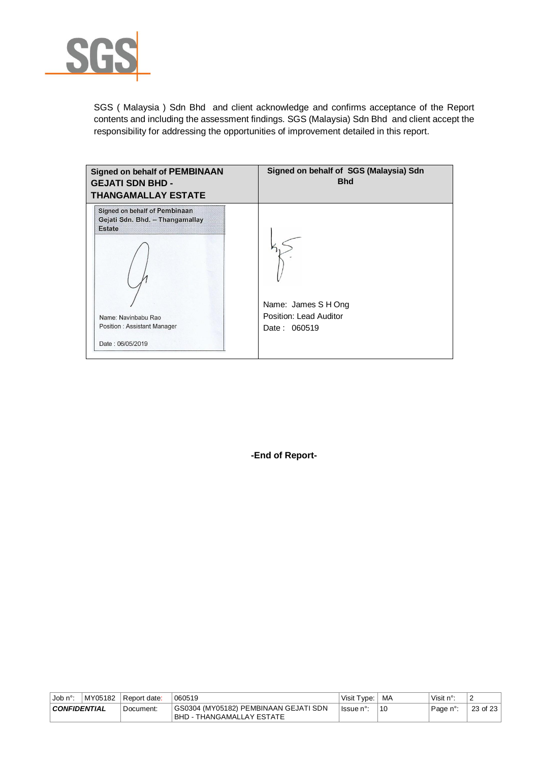SGS ( Malaysia ) Sdn Bhd and client acknowledge and confirms acceptance of the Report contents and including the assessment findings. SGS (Malaysia) Sdn Bhd and client accept the responsibility for addressing the opportunities of improvement detailed in this report.

| Signed on behalf of PEMBINAAN GEJATI SDN BHD - THANGAMALLAY ESTATE | Signed on behalf of SGS (Malaysia) Sdn Bhd |
| --- | --- |
| Signed on behalf of Pembinaan Gejati Sdn. Bhd. – Thangamallay Estate<br><br>Name: Navinbabu Rao<br>Position : Assistant Manager<br><br>Date : 06/05/2019 | Name: James S H Ong<br>Position: Lead Auditor<br>Date : 060519 |

**-End of Report-**